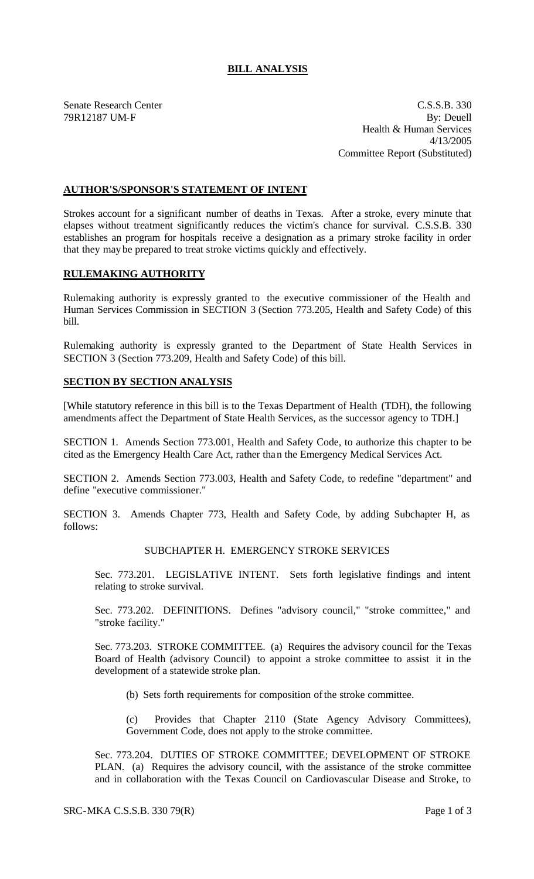# BILL ANALYSIS

Senate Research Center
79R12187 UM-F

C.S.S.B. 330
By: Deuell
Health & Human Services
4/13/2005
Committee Report (Substituted)

## AUTHOR'S/SPONSOR'S STATEMENT OF INTENT

Strokes account for a significant number of deaths in Texas. After a stroke, every minute that elapses without treatment significantly reduces the victim's chance for survival. C.S.S.B. 330 establishes an program for hospitals receive a designation as a primary stroke facility in order that they may be prepared to treat stroke victims quickly and effectively.

## RULEMAKING AUTHORITY

Rulemaking authority is expressly granted to the executive commissioner of the Health and Human Services Commission in SECTION 3 (Section 773.205, Health and Safety Code) of this bill.

Rulemaking authority is expressly granted to the Department of State Health Services in SECTION 3 (Section 773.209, Health and Safety Code) of this bill.

## SECTION BY SECTION ANALYSIS

[While statutory reference in this bill is to the Texas Department of Health (TDH), the following amendments affect the Department of State Health Services, as the successor agency to TDH.]

SECTION 1. Amends Section 773.001, Health and Safety Code, to authorize this chapter to be cited as the Emergency Health Care Act, rather than the Emergency Medical Services Act.

SECTION 2. Amends Section 773.003, Health and Safety Code, to redefine "department" and define "executive commissioner."

SECTION 3. Amends Chapter 773, Health and Safety Code, by adding Subchapter H, as follows:

SUBCHAPTER H. EMERGENCY STROKE SERVICES

Sec. 773.201. LEGISLATIVE INTENT. Sets forth legislative findings and intent relating to stroke survival.

Sec. 773.202. DEFINITIONS. Defines "advisory council," "stroke committee," and "stroke facility."

Sec. 773.203. STROKE COMMITTEE. (a) Requires the advisory council for the Texas Board of Health (advisory Council) to appoint a stroke committee to assist it in the development of a statewide stroke plan.

(b) Sets forth requirements for composition of the stroke committee.

(c) Provides that Chapter 2110 (State Agency Advisory Committees), Government Code, does not apply to the stroke committee.

Sec. 773.204. DUTIES OF STROKE COMMITTEE; DEVELOPMENT OF STROKE PLAN. (a) Requires the advisory council, with the assistance of the stroke committee and in collaboration with the Texas Council on Cardiovascular Disease and Stroke, to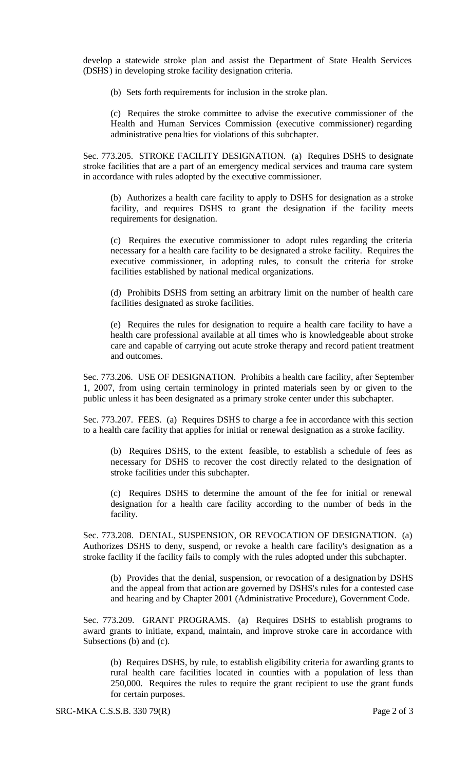develop a statewide stroke plan and assist the Department of State Health Services (DSHS) in developing stroke facility designation criteria.

(b) Sets forth requirements for inclusion in the stroke plan.

(c) Requires the stroke committee to advise the executive commissioner of the Health and Human Services Commission (executive commissioner) regarding administrative penalties for violations of this subchapter.

Sec. 773.205. STROKE FACILITY DESIGNATION. (a) Requires DSHS to designate stroke facilities that are a part of an emergency medical services and trauma care system in accordance with rules adopted by the executive commissioner.

(b) Authorizes a health care facility to apply to DSHS for designation as a stroke facility, and requires DSHS to grant the designation if the facility meets requirements for designation.

(c) Requires the executive commissioner to adopt rules regarding the criteria necessary for a health care facility to be designated a stroke facility. Requires the executive commissioner, in adopting rules, to consult the criteria for stroke facilities established by national medical organizations.

(d) Prohibits DSHS from setting an arbitrary limit on the number of health care facilities designated as stroke facilities.

(e) Requires the rules for designation to require a health care facility to have a health care professional available at all times who is knowledgeable about stroke care and capable of carrying out acute stroke therapy and record patient treatment and outcomes.

Sec. 773.206. USE OF DESIGNATION. Prohibits a health care facility, after September 1, 2007, from using certain terminology in printed materials seen by or given to the public unless it has been designated as a primary stroke center under this subchapter.

Sec. 773.207. FEES. (a) Requires DSHS to charge a fee in accordance with this section to a health care facility that applies for initial or renewal designation as a stroke facility.

(b) Requires DSHS, to the extent feasible, to establish a schedule of fees as necessary for DSHS to recover the cost directly related to the designation of stroke facilities under this subchapter.

(c) Requires DSHS to determine the amount of the fee for initial or renewal designation for a health care facility according to the number of beds in the facility.

Sec. 773.208. DENIAL, SUSPENSION, OR REVOCATION OF DESIGNATION. (a) Authorizes DSHS to deny, suspend, or revoke a health care facility's designation as a stroke facility if the facility fails to comply with the rules adopted under this subchapter.

(b) Provides that the denial, suspension, or revocation of a designation by DSHS and the appeal from that action are governed by DSHS's rules for a contested case and hearing and by Chapter 2001 (Administrative Procedure), Government Code.

Sec. 773.209. GRANT PROGRAMS. (a) Requires DSHS to establish programs to award grants to initiate, expand, maintain, and improve stroke care in accordance with Subsections (b) and (c).

(b) Requires DSHS, by rule, to establish eligibility criteria for awarding grants to rural health care facilities located in counties with a population of less than 250,000. Requires the rules to require the grant recipient to use the grant funds for certain purposes.

SRC-MKA C.S.S.B. 330 79(R)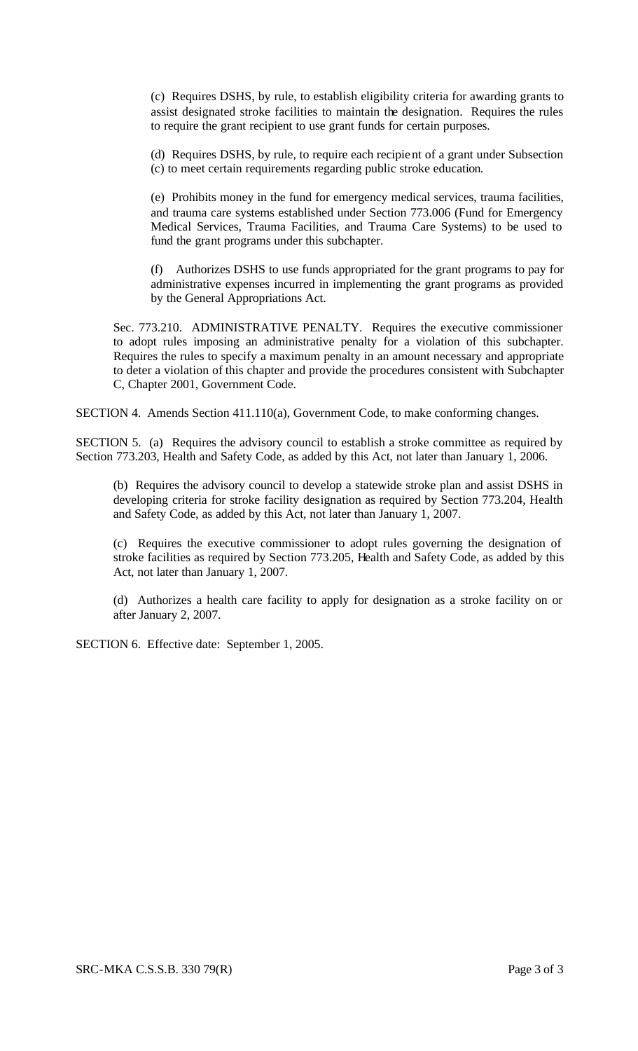(c) Requires DSHS, by rule, to establish eligibility criteria for awarding grants to assist designated stroke facilities to maintain the designation. Requires the rules to require the grant recipient to use grant funds for certain purposes.

(d) Requires DSHS, by rule, to require each recipient of a grant under Subsection (c) to meet certain requirements regarding public stroke education.

(e) Prohibits money in the fund for emergency medical services, trauma facilities, and trauma care systems established under Section 773.006 (Fund for Emergency Medical Services, Trauma Facilities, and Trauma Care Systems) to be used to fund the grant programs under this subchapter.

(f) Authorizes DSHS to use funds appropriated for the grant programs to pay for administrative expenses incurred in implementing the grant programs as provided by the General Appropriations Act.

Sec. 773.210. ADMINISTRATIVE PENALTY. Requires the executive commissioner to adopt rules imposing an administrative penalty for a violation of this subchapter. Requires the rules to specify a maximum penalty in an amount necessary and appropriate to deter a violation of this chapter and provide the procedures consistent with Subchapter C, Chapter 2001, Government Code.

SECTION 4. Amends Section 411.110(a), Government Code, to make conforming changes.

SECTION 5. (a) Requires the advisory council to establish a stroke committee as required by Section 773.203, Health and Safety Code, as added by this Act, not later than January 1, 2006.

(b) Requires the advisory council to develop a statewide stroke plan and assist DSHS in developing criteria for stroke facility designation as required by Section 773.204, Health and Safety Code, as added by this Act, not later than January 1, 2007.

(c) Requires the executive commissioner to adopt rules governing the designation of stroke facilities as required by Section 773.205, Health and Safety Code, as added by this Act, not later than January 1, 2007.

(d) Authorizes a health care facility to apply for designation as a stroke facility on or after January 2, 2007.

SECTION 6. Effective date: September 1, 2005.